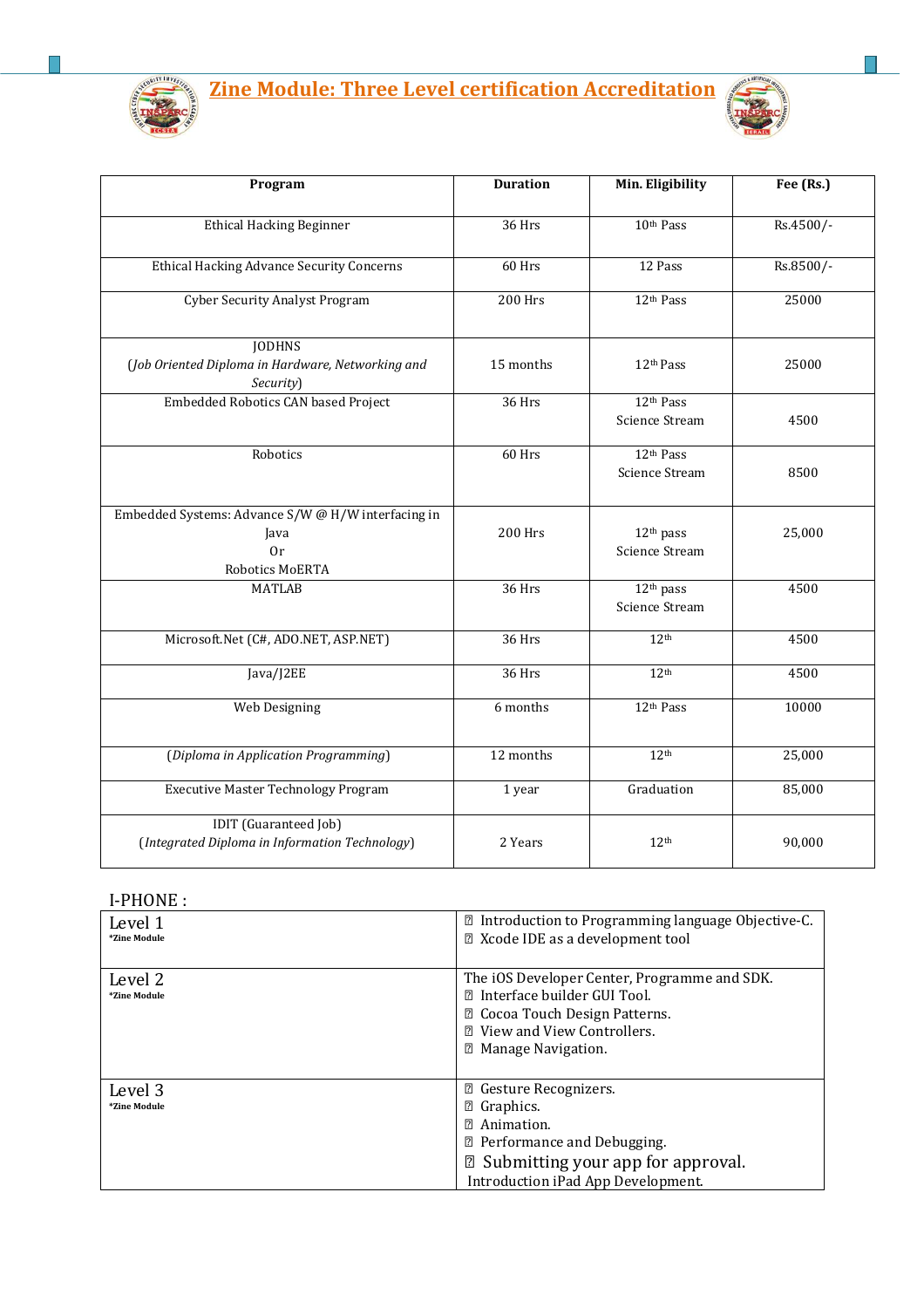# Zine Module: Three Level certification Accreditation

| Program | Duration | Min. Eligibility | Fee (Rs.) |
|---|---|---|---|
| Ethical Hacking Beginner | 36 Hrs | 10th Pass | Rs.4500/- |
| Ethical Hacking Advance Security Concerns | 60 Hrs | 12 Pass | Rs.8500/- |
| Cyber Security Analyst Program | 200 Hrs | 12th Pass | 25000 |
| JODHNS (*Job Oriented Diploma in Hardware, Networking and Security*) | 15 months | 12th Pass | 25000 |
| Embedded Robotics CAN based Project | 36 Hrs | 12th Pass Science Stream | 4500 |
| Robotics | 60 Hrs | 12th Pass Science Stream | 8500 |
| Embedded Systems: Advance S/W @ H/W interfacing in Java Or Robotics MoERTA | 200 Hrs | 12th pass Science Stream | 25,000 |
| MATLAB | 36 Hrs | 12th pass Science Stream | 4500 |
| Microsoft.Net (C#, ADO.NET, ASP.NET) | 36 Hrs | 12th | 4500 |
| Java/J2EE | 36 Hrs | 12th | 4500 |
| Web Designing | 6 months | 12th Pass | 10000 |
| (*Diploma in Application Programming*) | 12 months | 12th | 25,000 |
| Executive Master Technology Program | 1 year | Graduation | 85,000 |
| IDIT (Guaranteed Job) (*Integrated Diploma in Information Technology*) | 2 Years | 12th | 90,000 |

I-PHONE :

| Level | Content |
|---|---|
| Level 1 *Zine Module | Introduction to Programming language Objective-C.<br>Xcode IDE as a development tool |
| Level 2 *Zine Module | The iOS Developer Center, Programme and SDK.<br>Interface builder GUI Tool.<br>Cocoa Touch Design Patterns.<br>View and View Controllers.<br>Manage Navigation. |
| Level 3 *Zine Module | Gesture Recognizers.<br>Graphics.<br>Animation.<br>Performance and Debugging.<br>Submitting your app for approval.<br>Introduction iPad App Development. |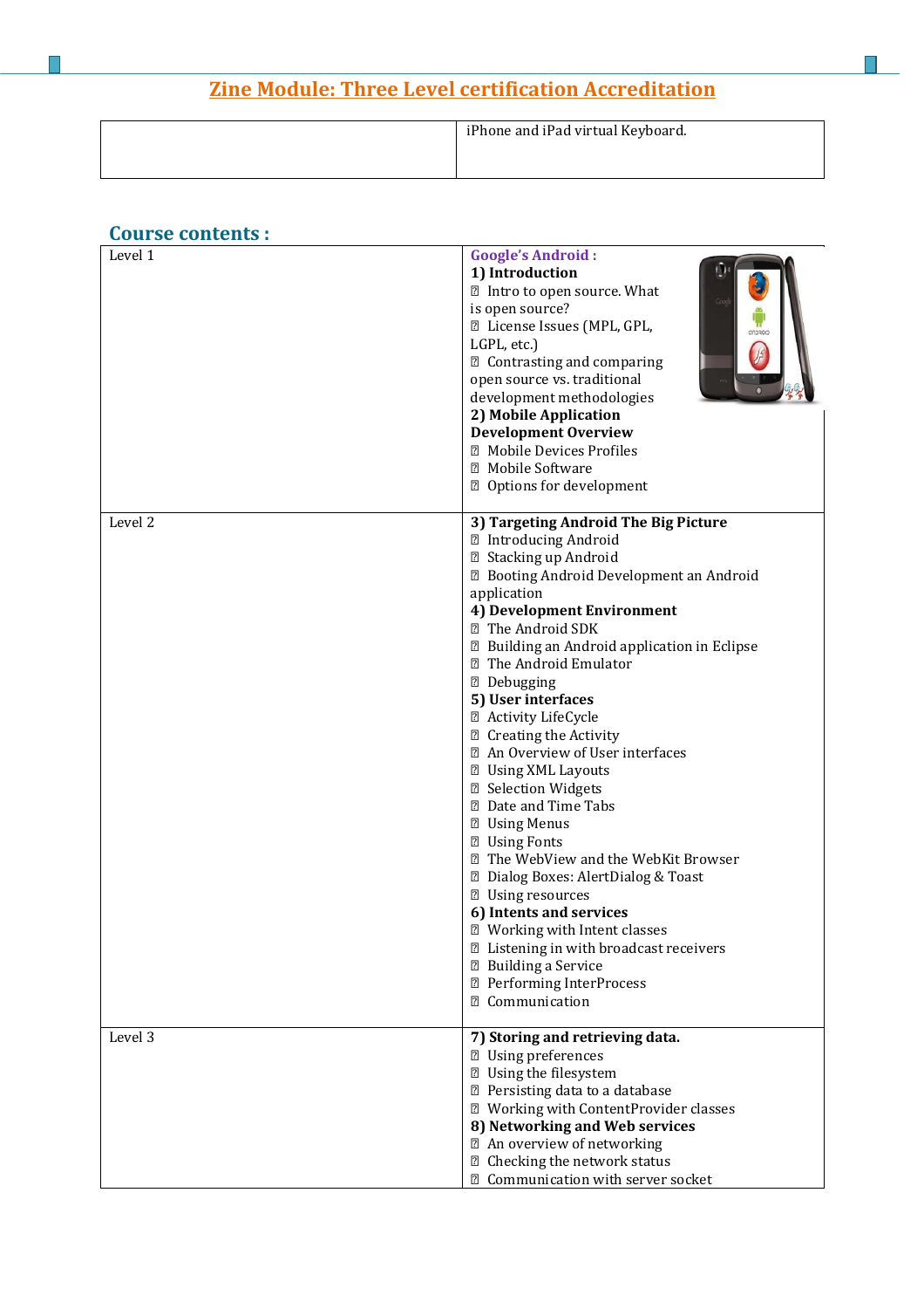## Zine Module: Three Level certification Accreditation

| | |
|---|---|
| | iPhone and iPad virtual Keyboard. |

### Course contents :

| | |
|---|---|
| Level 1 | **Google's Android :**<br>**1) Introduction**<br>▯ Intro to open source. What is open source?<br>▯ License Issues (MPL, GPL, LGPL, etc.)<br>▯ Contrasting and comparing open source vs. traditional development methodologies<br>**2) Mobile Application Development Overview**<br>▯ Mobile Devices Profiles<br>▯ Mobile Software<br>▯ Options for development |
| Level 2 | **3) Targeting Android The Big Picture**<br>▯ Introducing Android<br>▯ Stacking up Android<br>▯ Booting Android Development an Android application<br>**4) Development Environment**<br>▯ The Android SDK<br>▯ Building an Android application in Eclipse<br>▯ The Android Emulator<br>▯ Debugging<br>**5) User interfaces**<br>▯ Activity LifeCycle<br>▯ Creating the Activity<br>▯ An Overview of User interfaces<br>▯ Using XML Layouts<br>▯ Selection Widgets<br>▯ Date and Time Tabs<br>▯ Using Menus<br>▯ Using Fonts<br>▯ The WebView and the WebKit Browser<br>▯ Dialog Boxes: AlertDialog & Toast<br>▯ Using resources<br>**6) Intents and services**<br>▯ Working with Intent classes<br>▯ Listening in with broadcast receivers<br>▯ Building a Service<br>▯ Performing InterProcess<br>▯ Communication |
| Level 3 | **7) Storing and retrieving data.**<br>▯ Using preferences<br>▯ Using the filesystem<br>▯ Persisting data to a database<br>▯ Working with ContentProvider classes<br>**8) Networking and Web services**<br>▯ An overview of networking<br>▯ Checking the network status<br>▯ Communication with server socket |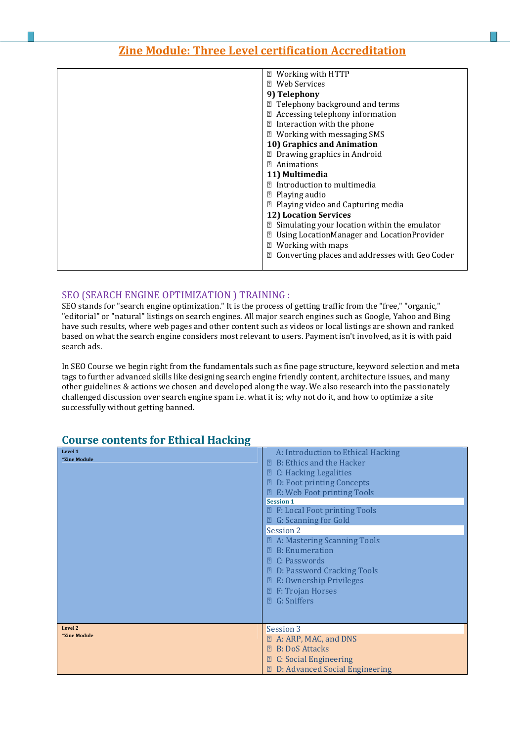# Zine Module: Three Level certification Accreditation

| | |
|---|---|
| | Working with HTTP<br>Web Services<br>**9) Telephony**<br>Telephony background and terms<br>Accessing telephony information<br>Interaction with the phone<br>Working with messaging SMS<br>**10) Graphics and Animation**<br>Drawing graphics in Android<br>Animations<br>**11) Multimedia**<br>Introduction to multimedia<br>Playing audio<br>Playing video and Capturing media<br>**12) Location Services**<br>Simulating your location within the emulator<br>Using LocationManager and LocationProvider<br>Working with maps<br>Converting places and addresses with Geo Coder |

## SEO (SEARCH ENGINE OPTIMIZATION ) TRAINING :

SEO stands for "search engine optimization." It is the process of getting traffic from the "free," "organic," "editorial" or "natural" listings on search engines. All major search engines such as Google, Yahoo and Bing have such results, where web pages and other content such as videos or local listings are shown and ranked based on what the search engine considers most relevant to users. Payment isn't involved, as it is with paid search ads.

In SEO Course we begin right from the fundamentals such as fine page structure, keyword selection and meta tags to further advanced skills like designing search engine friendly content, architecture issues, and many other guidelines & actions we chosen and developed along the way. We also research into the passionately challenged discussion over search engine spam i.e. what it is; why not do it, and how to optimize a site successfully without getting banned.

## Course contents for Ethical Hacking

| | |
|---|---|
| **Level 1**<br>**\*Zine Module** | A: Introduction to Ethical Hacking<br>B: Ethics and the Hacker<br>C: Hacking Legalities<br>D: Foot printing Concepts<br>E: Web Foot printing Tools<br>**Session 1**<br>F: Local Foot printing Tools<br>G: Scanning for Gold<br>Session 2<br>A: Mastering Scanning Tools<br>B: Enumeration<br>C: Passwords<br>D: Password Cracking Tools<br>E: Ownership Privileges<br>F: Trojan Horses<br>G: Sniffers |
| **Level 2**<br>**\*Zine Module** | Session 3<br>A: ARP, MAC, and DNS<br>B: DoS Attacks<br>C: Social Engineering<br>D: Advanced Social Engineering |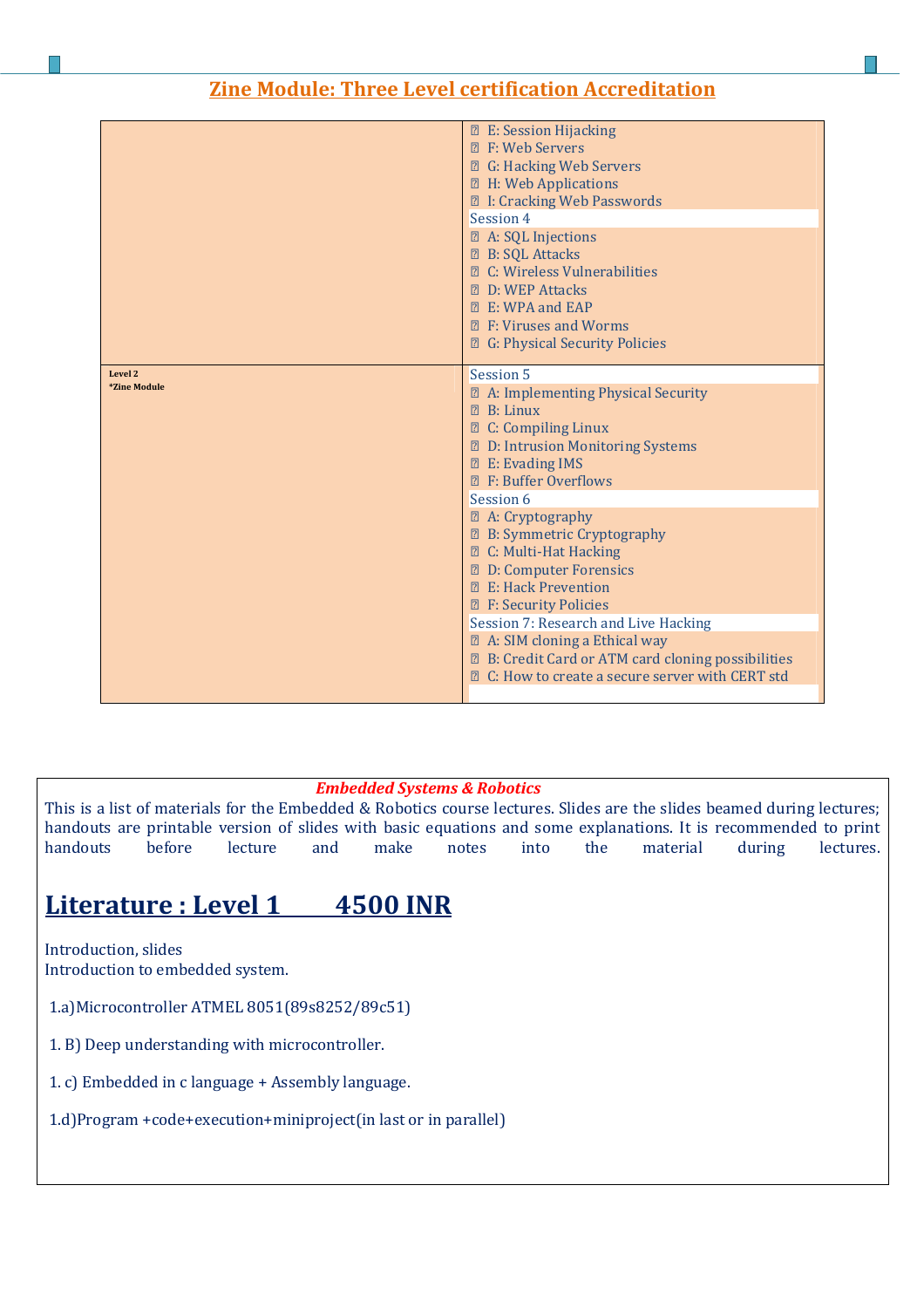## Zine Module: Three Level certification Accreditation

| | |
|---|---|
| | E: Session Hijacking<br>F: Web Servers<br>G: Hacking Web Servers<br>H: Web Applications<br>I: Cracking Web Passwords<br>Session 4<br>A: SQL Injections<br>B: SQL Attacks<br>C: Wireless Vulnerabilities<br>D: WEP Attacks<br>E: WPA and EAP<br>F: Viruses and Worms<br>G: Physical Security Policies |
| **Level 2**<br>***Zine Module** | Session 5<br>A: Implementing Physical Security<br>B: Linux<br>C: Compiling Linux<br>D: Intrusion Monitoring Systems<br>E: Evading IMS<br>F: Buffer Overflows<br>Session 6<br>A: Cryptography<br>B: Symmetric Cryptography<br>C: Multi-Hat Hacking<br>D: Computer Forensics<br>E: Hack Prevention<br>F: Security Policies<br>Session 7: Research and Live Hacking<br>A: SIM cloning a Ethical way<br>B: Credit Card or ATM card cloning possibilities<br>C: How to create a secure server with CERT std |

***Embedded Systems & Robotics***

This is a list of materials for the Embedded & Robotics course lectures. Slides are the slides beamed during lectures; handouts are printable version of slides with basic equations and some explanations. It is recommended to print handouts before lecture and make notes into the material during lectures.

## Literature : Level 1 4500 INR

Introduction, slides
Introduction to embedded system.

1.a)Microcontroller ATMEL 8051(89s8252/89c51)

1. B) Deep understanding with microcontroller.

1. c) Embedded in c language + Assembly language.

1.d)Program +code+execution+miniproject(in last or in parallel)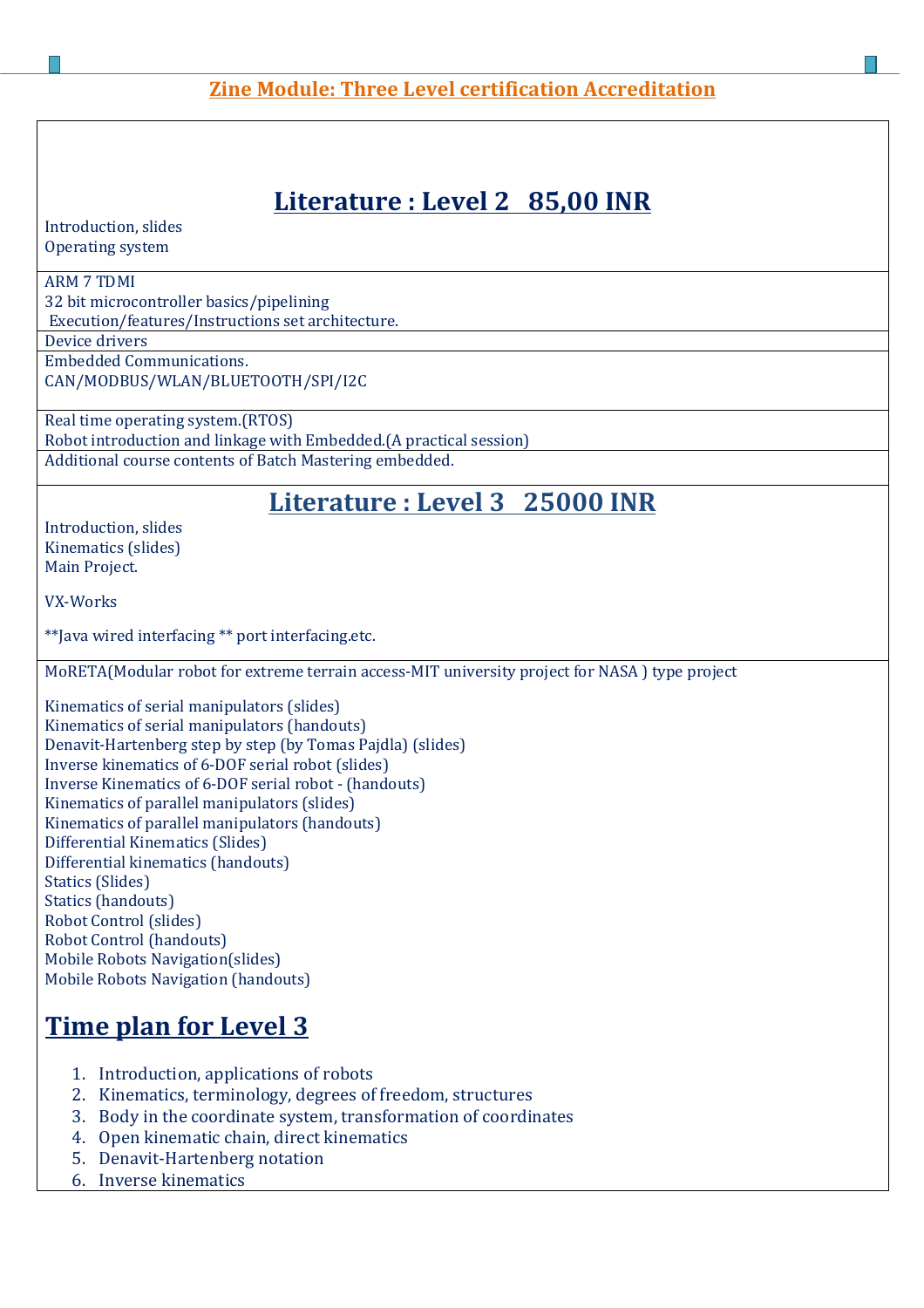## Zine Module: Three Level certification Accreditation

# Literature : Level 2 85,00 INR

Introduction, slides
Operating system

ARM 7 TDMI
32 bit microcontroller basics/pipelining
Execution/features/Instructions set architecture.

Device drivers

Embedded Communications.
CAN/MODBUS/WLAN/BLUETOOTH/SPI/I2C

Real time operating system.(RTOS)
Robot introduction and linkage with Embedded.(A practical session)

Additional course contents of Batch Mastering embedded.

# Literature : Level 3 25000 INR

Introduction, slides
Kinematics (slides)
Main Project.

VX-Works

**Java wired interfacing ** port interfacing.etc.

MoRETA(Modular robot for extreme terrain access-MIT university project for NASA ) type project

Kinematics of serial manipulators (slides)
Kinematics of serial manipulators (handouts)
Denavit-Hartenberg step by step (by Tomas Pajdla) (slides)
Inverse kinematics of 6-DOF serial robot (slides)
Inverse Kinematics of 6-DOF serial robot - (handouts)
Kinematics of parallel manipulators (slides)
Kinematics of parallel manipulators (handouts)
Differential Kinematics (Slides)
Differential kinematics (handouts)
Statics (Slides)
Statics (handouts)
Robot Control (slides)
Robot Control (handouts)
Mobile Robots Navigation(slides)
Mobile Robots Navigation (handouts)

# Time plan for Level 3

1. Introduction, applications of robots
2. Kinematics, terminology, degrees of freedom, structures
3. Body in the coordinate system, transformation of coordinates
4. Open kinematic chain, direct kinematics
5. Denavit-Hartenberg notation
6. Inverse kinematics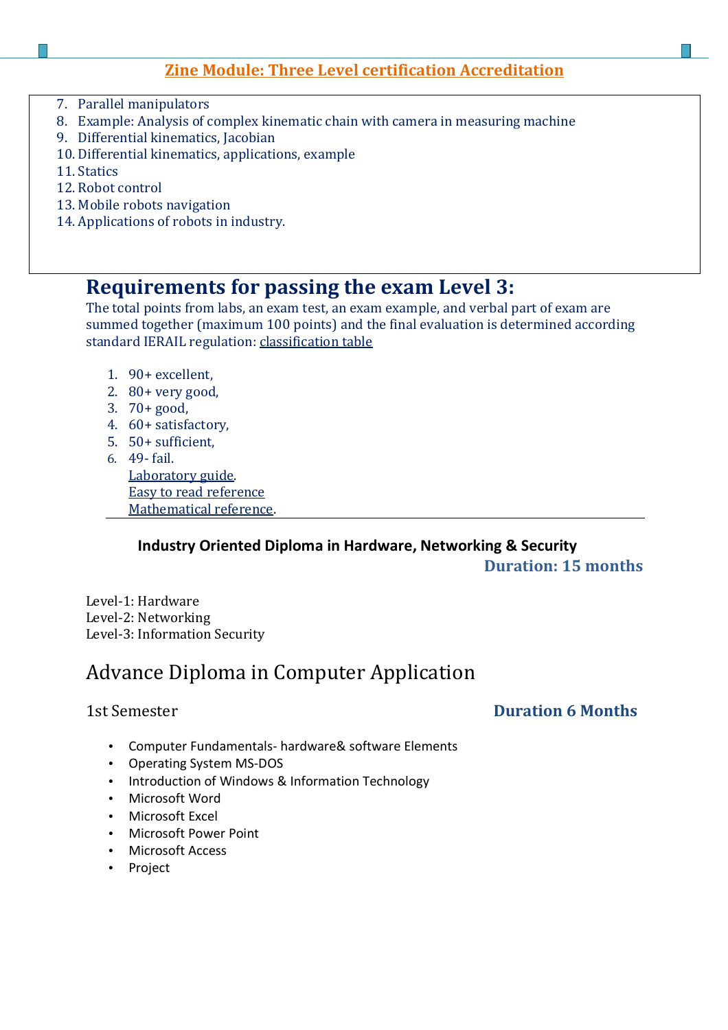7. Parallel manipulators
8. Example: Analysis of complex kinematic chain with camera in measuring machine
9. Differential kinematics, Jacobian
10. Differential kinematics, applications, example
11. Statics
12. Robot control
13. Mobile robots navigation
14. Applications of robots in industry.

## Requirements for passing the exam Level 3:

The total points from labs, an exam test, an exam example, and verbal part of exam are summed together (maximum 100 points) and the final evaluation is determined according standard IERAIL regulation: classification table

1. 90+ excellent,
2. 80+ very good,
3. 70+ good,
4. 60+ satisfactory,
5. 50+ sufficient,
6. 49- fail.

Laboratory guide.
Easy to read reference
Mathematical reference.

---

**Industry Oriented Diploma in Hardware, Networking & Security**

**Duration: 15 months**

Level-1: Hardware
Level-2: Networking
Level-3: Information Security

# Advance Diploma in Computer Application

1st Semester **Duration 6 Months**

- Computer Fundamentals- hardware& software Elements
- Operating System MS-DOS
- Introduction of Windows & Information Technology
- Microsoft Word
- Microsoft Excel
- Microsoft Power Point
- Microsoft Access
- Project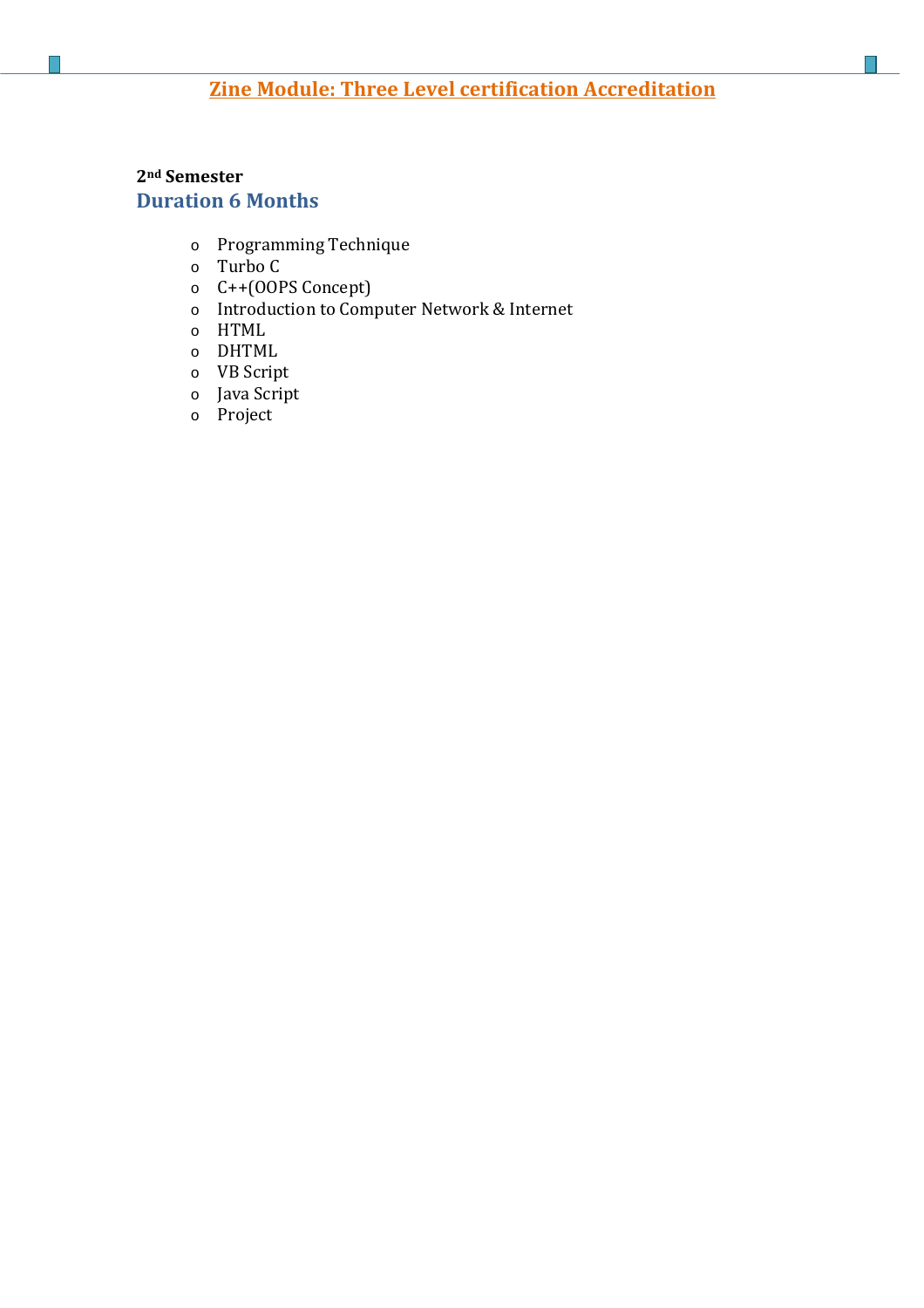**2nd Semester**

## Duration 6 Months

- Programming Technique
- Turbo C
- C++(OOPS Concept)
- Introduction to Computer Network & Internet
- HTML
- DHTML
- VB Script
- Java Script
- Project